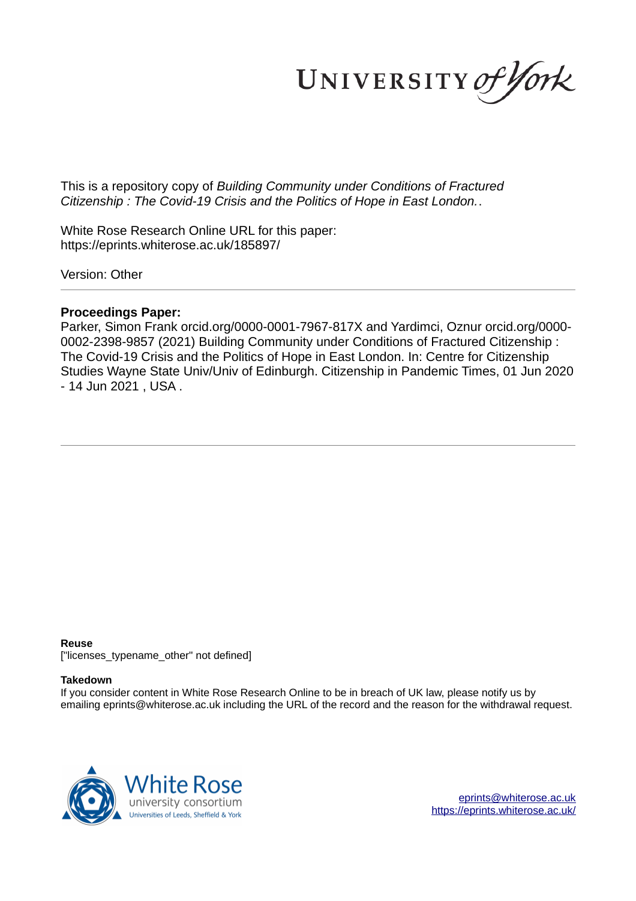This is a repository copy of *Building Community under Conditions of Fractured Citizenship : The Covid-19 Crisis and the Politics of Hope in East London.*.

White Rose Research Online URL for this paper:
https://eprints.whiterose.ac.uk/185897/

Version: Other

**Proceedings Paper:**

Parker, Simon Frank orcid.org/0000-0001-7967-817X and Yardimci, Oznur orcid.org/0000-0002-2398-9857 (2021) Building Community under Conditions of Fractured Citizenship : The Covid-19 Crisis and the Politics of Hope in East London. In: Centre for Citizenship Studies Wayne State Univ/Univ of Edinburgh. Citizenship in Pandemic Times, 01 Jun 2020 - 14 Jun 2021 , USA .

**Reuse**

["licenses_typename_other" not defined]

**Takedown**

If you consider content in White Rose Research Online to be in breach of UK law, please notify us by emailing eprints@whiterose.ac.uk including the URL of the record and the reason for the withdrawal request.

eprints@whiterose.ac.uk
https://eprints.whiterose.ac.uk/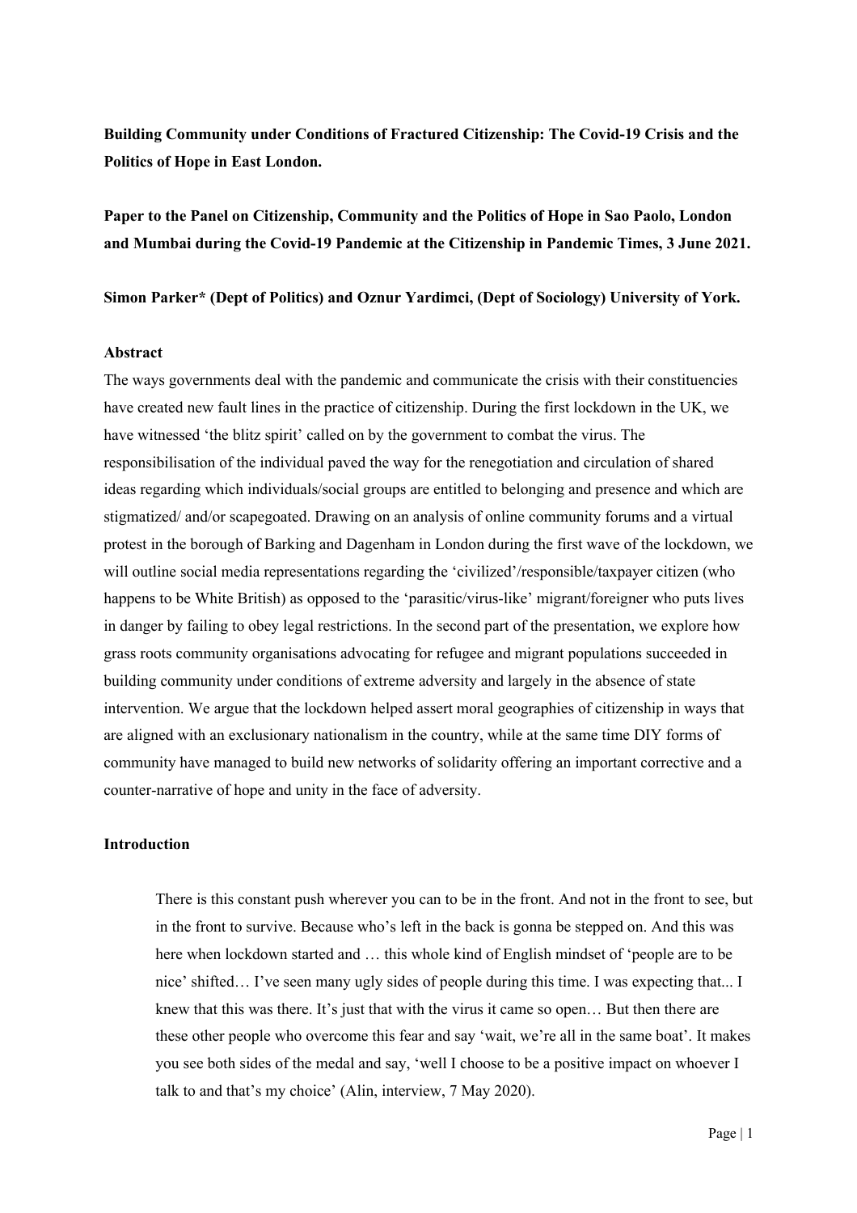**Building Community under Conditions of Fractured Citizenship: The Covid-19 Crisis and the Politics of Hope in East London.**

**Paper to the Panel on Citizenship, Community and the Politics of Hope in Sao Paolo, London and Mumbai during the Covid-19 Pandemic at the Citizenship in Pandemic Times, 3 June 2021.**

**Simon Parker* (Dept of Politics) and Oznur Yardimci, (Dept of Sociology) University of York.**

**Abstract**

The ways governments deal with the pandemic and communicate the crisis with their constituencies have created new fault lines in the practice of citizenship. During the first lockdown in the UK, we have witnessed 'the blitz spirit' called on by the government to combat the virus. The responsibilisation of the individual paved the way for the renegotiation and circulation of shared ideas regarding which individuals/social groups are entitled to belonging and presence and which are stigmatized/ and/or scapegoated. Drawing on an analysis of online community forums and a virtual protest in the borough of Barking and Dagenham in London during the first wave of the lockdown, we will outline social media representations regarding the 'civilized'/responsible/taxpayer citizen (who happens to be White British) as opposed to the 'parasitic/virus-like' migrant/foreigner who puts lives in danger by failing to obey legal restrictions. In the second part of the presentation, we explore how grass roots community organisations advocating for refugee and migrant populations succeeded in building community under conditions of extreme adversity and largely in the absence of state intervention. We argue that the lockdown helped assert moral geographies of citizenship in ways that are aligned with an exclusionary nationalism in the country, while at the same time DIY forms of community have managed to build new networks of solidarity offering an important corrective and a counter-narrative of hope and unity in the face of adversity.

**Introduction**

> There is this constant push wherever you can to be in the front. And not in the front to see, but in the front to survive. Because who's left in the back is gonna be stepped on. And this was here when lockdown started and … this whole kind of English mindset of 'people are to be nice' shifted… I've seen many ugly sides of people during this time. I was expecting that... I knew that this was there. It's just that with the virus it came so open… But then there are these other people who overcome this fear and say 'wait, we're all in the same boat'. It makes you see both sides of the medal and say, 'well I choose to be a positive impact on whoever I talk to and that's my choice' (Alin, interview, 7 May 2020).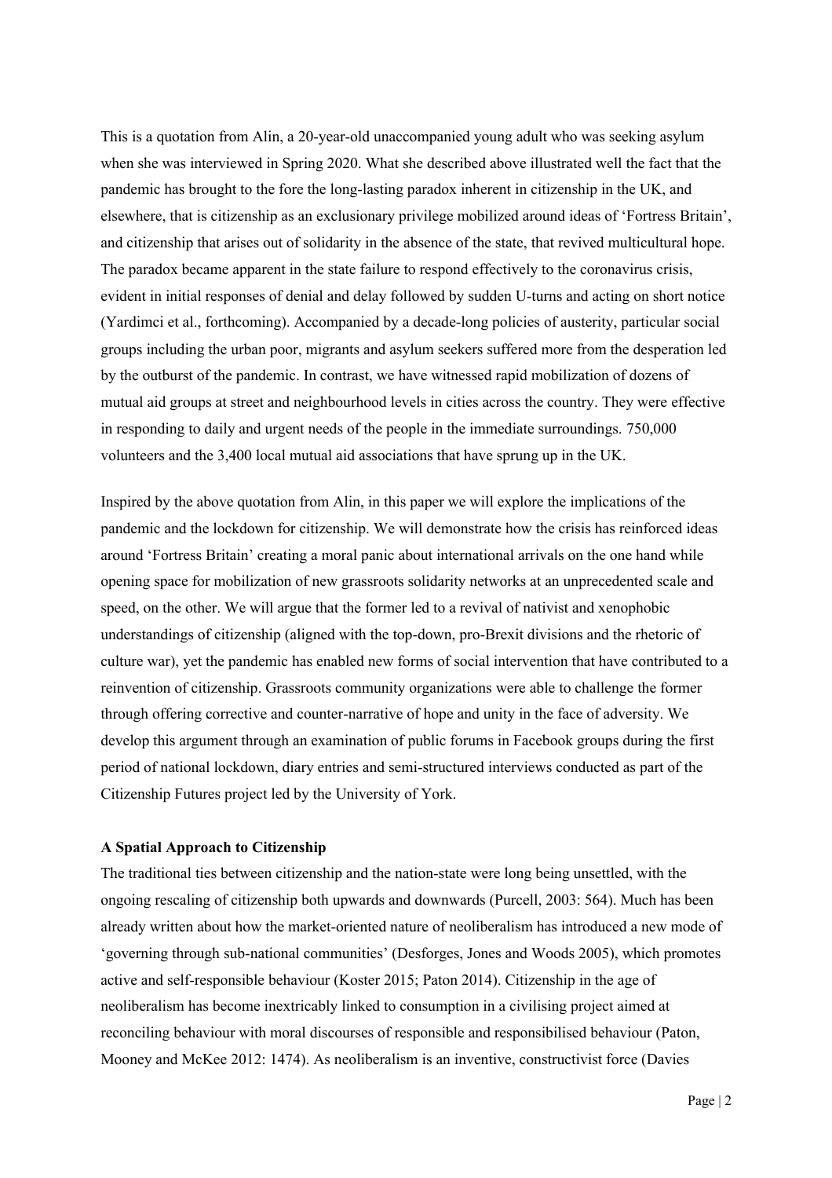This is a quotation from Alin, a 20-year-old unaccompanied young adult who was seeking asylum when she was interviewed in Spring 2020. What she described above illustrated well the fact that the pandemic has brought to the fore the long-lasting paradox inherent in citizenship in the UK, and elsewhere, that is citizenship as an exclusionary privilege mobilized around ideas of 'Fortress Britain', and citizenship that arises out of solidarity in the absence of the state, that revived multicultural hope. The paradox became apparent in the state failure to respond effectively to the coronavirus crisis, evident in initial responses of denial and delay followed by sudden U-turns and acting on short notice (Yardimci et al., forthcoming). Accompanied by a decade-long policies of austerity, particular social groups including the urban poor, migrants and asylum seekers suffered more from the desperation led by the outburst of the pandemic. In contrast, we have witnessed rapid mobilization of dozens of mutual aid groups at street and neighbourhood levels in cities across the country. They were effective in responding to daily and urgent needs of the people in the immediate surroundings. 750,000 volunteers and the 3,400 local mutual aid associations that have sprung up in the UK.

Inspired by the above quotation from Alin, in this paper we will explore the implications of the pandemic and the lockdown for citizenship. We will demonstrate how the crisis has reinforced ideas around 'Fortress Britain' creating a moral panic about international arrivals on the one hand while opening space for mobilization of new grassroots solidarity networks at an unprecedented scale and speed, on the other. We will argue that the former led to a revival of nativist and xenophobic understandings of citizenship (aligned with the top-down, pro-Brexit divisions and the rhetoric of culture war), yet the pandemic has enabled new forms of social intervention that have contributed to a reinvention of citizenship. Grassroots community organizations were able to challenge the former through offering corrective and counter-narrative of hope and unity in the face of adversity. We develop this argument through an examination of public forums in Facebook groups during the first period of national lockdown, diary entries and semi-structured interviews conducted as part of the Citizenship Futures project led by the University of York.

**A Spatial Approach to Citizenship**

The traditional ties between citizenship and the nation-state were long being unsettled, with the ongoing rescaling of citizenship both upwards and downwards (Purcell, 2003: 564). Much has been already written about how the market-oriented nature of neoliberalism has introduced a new mode of 'governing through sub-national communities' (Desforges, Jones and Woods 2005), which promotes active and self-responsible behaviour (Koster 2015; Paton 2014). Citizenship in the age of neoliberalism has become inextricably linked to consumption in a civilising project aimed at reconciling behaviour with moral discourses of responsible and responsibilised behaviour (Paton, Mooney and McKee 2012: 1474). As neoliberalism is an inventive, constructivist force (Davies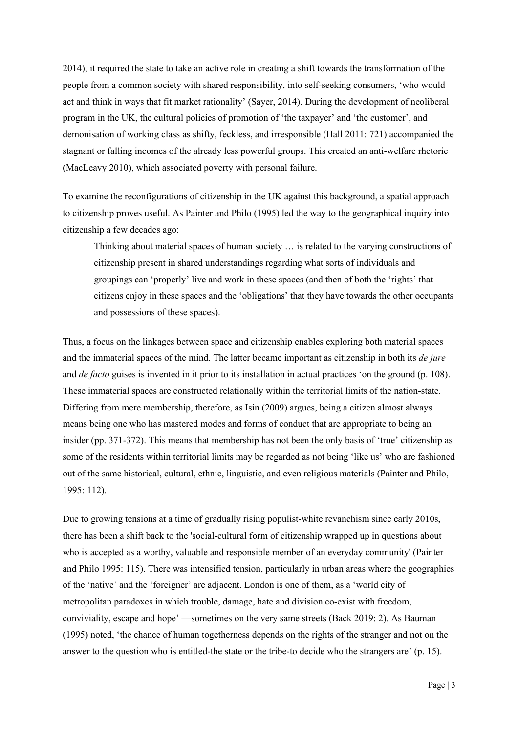2014), it required the state to take an active role in creating a shift towards the transformation of the people from a common society with shared responsibility, into self-seeking consumers, 'who would act and think in ways that fit market rationality' (Sayer, 2014). During the development of neoliberal program in the UK, the cultural policies of promotion of 'the taxpayer' and 'the customer', and demonisation of working class as shifty, feckless, and irresponsible (Hall 2011: 721) accompanied the stagnant or falling incomes of the already less powerful groups. This created an anti-welfare rhetoric (MacLeavy 2010), which associated poverty with personal failure.

To examine the reconfigurations of citizenship in the UK against this background, a spatial approach to citizenship proves useful. As Painter and Philo (1995) led the way to the geographical inquiry into citizenship a few decades ago:

> Thinking about material spaces of human society … is related to the varying constructions of citizenship present in shared understandings regarding what sorts of individuals and groupings can 'properly' live and work in these spaces (and then of both the 'rights' that citizens enjoy in these spaces and the 'obligations' that they have towards the other occupants and possessions of these spaces).

Thus, a focus on the linkages between space and citizenship enables exploring both material spaces and the immaterial spaces of the mind. The latter became important as citizenship in both its *de jure* and *de facto* guises is invented in it prior to its installation in actual practices 'on the ground (p. 108). These immaterial spaces are constructed relationally within the territorial limits of the nation-state. Differing from mere membership, therefore, as Isin (2009) argues, being a citizen almost always means being one who has mastered modes and forms of conduct that are appropriate to being an insider (pp. 371-372). This means that membership has not been the only basis of 'true' citizenship as some of the residents within territorial limits may be regarded as not being 'like us' who are fashioned out of the same historical, cultural, ethnic, linguistic, and even religious materials (Painter and Philo, 1995: 112).

Due to growing tensions at a time of gradually rising populist-white revanchism since early 2010s, there has been a shift back to the 'social-cultural form of citizenship wrapped up in questions about who is accepted as a worthy, valuable and responsible member of an everyday community' (Painter and Philo 1995: 115). There was intensified tension, particularly in urban areas where the geographies of the 'native' and the 'foreigner' are adjacent. London is one of them, as a 'world city of metropolitan paradoxes in which trouble, damage, hate and division co-exist with freedom, conviviality, escape and hope' —sometimes on the very same streets (Back 2019: 2). As Bauman (1995) noted, 'the chance of human togetherness depends on the rights of the stranger and not on the answer to the question who is entitled-the state or the tribe-to decide who the strangers are' (p. 15).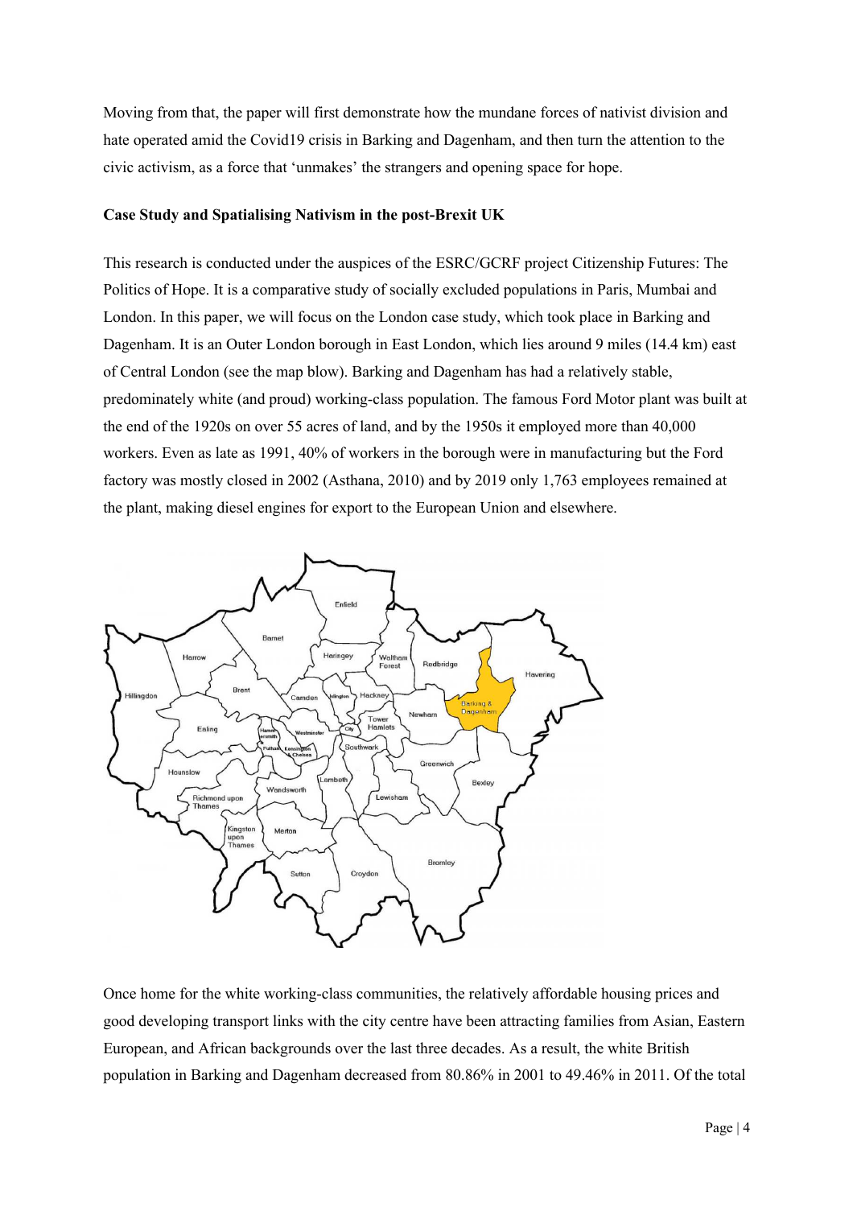Moving from that, the paper will first demonstrate how the mundane forces of nativist division and hate operated amid the Covid19 crisis in Barking and Dagenham, and then turn the attention to the civic activism, as a force that 'unmakes' the strangers and opening space for hope.

**Case Study and Spatialising Nativism in the post-Brexit UK**

This research is conducted under the auspices of the ESRC/GCRF project Citizenship Futures: The Politics of Hope. It is a comparative study of socially excluded populations in Paris, Mumbai and London. In this paper, we will focus on the London case study, which took place in Barking and Dagenham. It is an Outer London borough in East London, which lies around 9 miles (14.4 km) east of Central London (see the map blow). Barking and Dagenham has had a relatively stable, predominately white (and proud) working-class population. The famous Ford Motor plant was built at the end of the 1920s on over 55 acres of land, and by the 1950s it employed more than 40,000 workers. Even as late as 1991, 40% of workers in the borough were in manufacturing but the Ford factory was mostly closed in 2002 (Asthana, 2010) and by 2019 only 1,763 employees remained at the plant, making diesel engines for export to the European Union and elsewhere.

Once home for the white working-class communities, the relatively affordable housing prices and good developing transport links with the city centre have been attracting families from Asian, Eastern European, and African backgrounds over the last three decades. As a result, the white British population in Barking and Dagenham decreased from 80.86% in 2001 to 49.46% in 2011. Of the total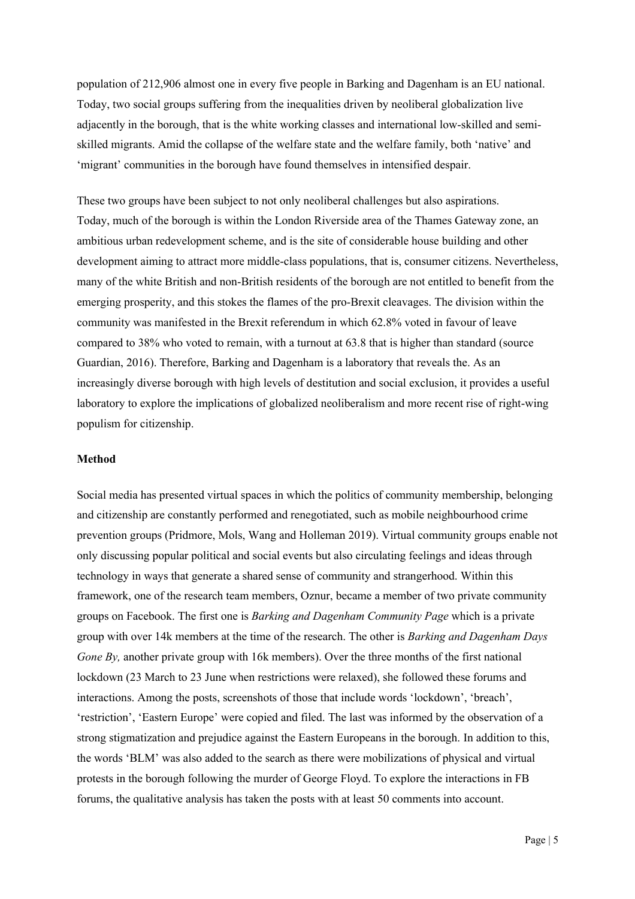population of 212,906 almost one in every five people in Barking and Dagenham is an EU national. Today, two social groups suffering from the inequalities driven by neoliberal globalization live adjacently in the borough, that is the white working classes and international low-skilled and semi-skilled migrants. Amid the collapse of the welfare state and the welfare family, both 'native' and 'migrant' communities in the borough have found themselves in intensified despair.

These two groups have been subject to not only neoliberal challenges but also aspirations. Today, much of the borough is within the London Riverside area of the Thames Gateway zone, an ambitious urban redevelopment scheme, and is the site of considerable house building and other development aiming to attract more middle-class populations, that is, consumer citizens. Nevertheless, many of the white British and non-British residents of the borough are not entitled to benefit from the emerging prosperity, and this stokes the flames of the pro-Brexit cleavages. The division within the community was manifested in the Brexit referendum in which 62.8% voted in favour of leave compared to 38% who voted to remain, with a turnout at 63.8 that is higher than standard (source Guardian, 2016). Therefore, Barking and Dagenham is a laboratory that reveals the. As an increasingly diverse borough with high levels of destitution and social exclusion, it provides a useful laboratory to explore the implications of globalized neoliberalism and more recent rise of right-wing populism for citizenship.

**Method**

Social media has presented virtual spaces in which the politics of community membership, belonging and citizenship are constantly performed and renegotiated, such as mobile neighbourhood crime prevention groups (Pridmore, Mols, Wang and Holleman 2019). Virtual community groups enable not only discussing popular political and social events but also circulating feelings and ideas through technology in ways that generate a shared sense of community and strangerhood. Within this framework, one of the research team members, Oznur, became a member of two private community groups on Facebook. The first one is *Barking and Dagenham Community Page* which is a private group with over 14k members at the time of the research. The other is *Barking and Dagenham Days Gone By,* another private group with 16k members). Over the three months of the first national lockdown (23 March to 23 June when restrictions were relaxed), she followed these forums and interactions. Among the posts, screenshots of those that include words 'lockdown', 'breach', 'restriction', 'Eastern Europe' were copied and filed. The last was informed by the observation of a strong stigmatization and prejudice against the Eastern Europeans in the borough. In addition to this, the words 'BLM' was also added to the search as there were mobilizations of physical and virtual protests in the borough following the murder of George Floyd. To explore the interactions in FB forums, the qualitative analysis has taken the posts with at least 50 comments into account.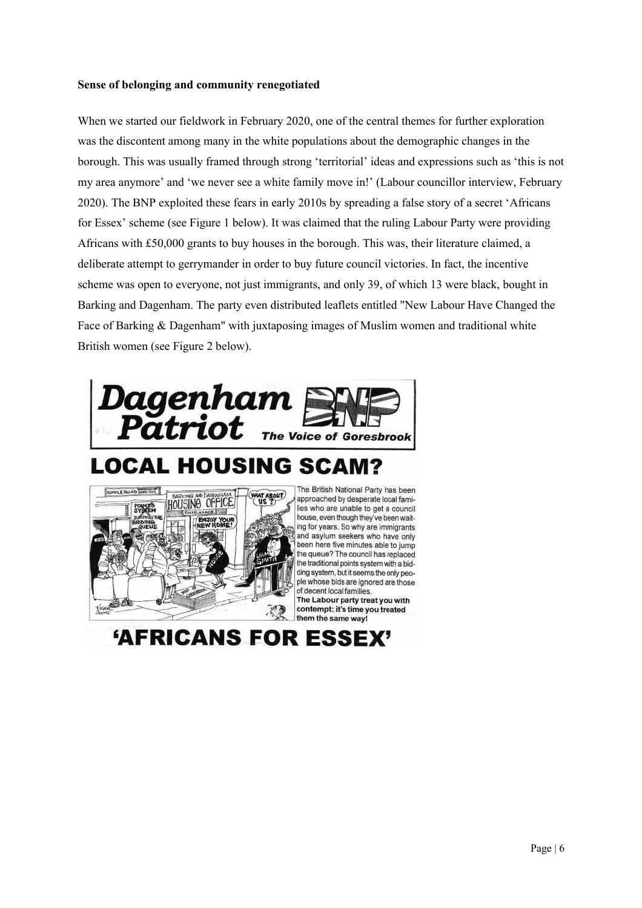**Sense of belonging and community renegotiated**

When we started our fieldwork in February 2020, one of the central themes for further exploration was the discontent among many in the white populations about the demographic changes in the borough. This was usually framed through strong 'territorial' ideas and expressions such as 'this is not my area anymore' and 'we never see a white family move in!' (Labour councillor interview, February 2020). The BNP exploited these fears in early 2010s by spreading a false story of a secret 'Africans for Essex' scheme (see Figure 1 below). It was claimed that the ruling Labour Party were providing Africans with £50,000 grants to buy houses in the borough. This was, their literature claimed, a deliberate attempt to gerrymander in order to buy future council victories. In fact, the incentive scheme was open to everyone, not just immigrants, and only 39, of which 13 were black, bought in Barking and Dagenham. The party even distributed leaflets entitled "New Labour Have Changed the Face of Barking & Dagenham" with juxtaposing images of Muslim women and traditional white British women (see Figure 2 below).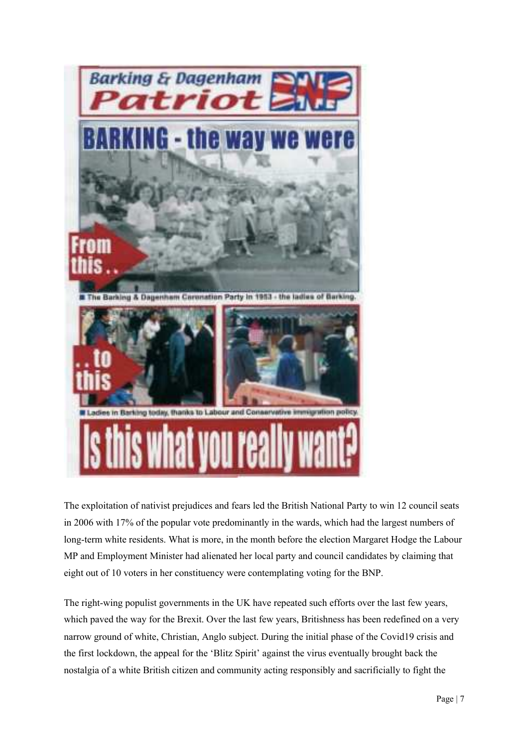The exploitation of nativist prejudices and fears led the British National Party to win 12 council seats in 2006 with 17% of the popular vote predominantly in the wards, which had the largest numbers of long-term white residents. What is more, in the month before the election Margaret Hodge the Labour MP and Employment Minister had alienated her local party and council candidates by claiming that eight out of 10 voters in her constituency were contemplating voting for the BNP.

The right-wing populist governments in the UK have repeated such efforts over the last few years, which paved the way for the Brexit. Over the last few years, Britishness has been redefined on a very narrow ground of white, Christian, Anglo subject. During the initial phase of the Covid19 crisis and the first lockdown, the appeal for the 'Blitz Spirit' against the virus eventually brought back the nostalgia of a white British citizen and community acting responsibly and sacrificially to fight the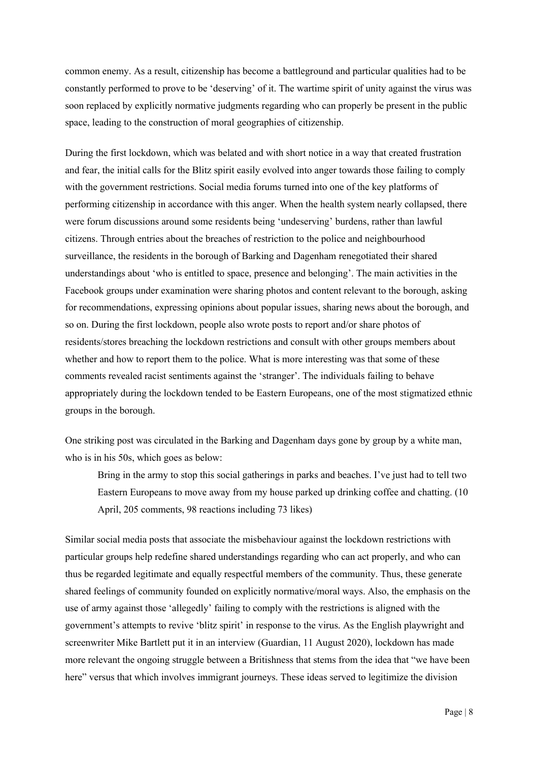common enemy. As a result, citizenship has become a battleground and particular qualities had to be constantly performed to prove to be 'deserving' of it. The wartime spirit of unity against the virus was soon replaced by explicitly normative judgments regarding who can properly be present in the public space, leading to the construction of moral geographies of citizenship.

During the first lockdown, which was belated and with short notice in a way that created frustration and fear, the initial calls for the Blitz spirit easily evolved into anger towards those failing to comply with the government restrictions. Social media forums turned into one of the key platforms of performing citizenship in accordance with this anger. When the health system nearly collapsed, there were forum discussions around some residents being 'undeserving' burdens, rather than lawful citizens. Through entries about the breaches of restriction to the police and neighbourhood surveillance, the residents in the borough of Barking and Dagenham renegotiated their shared understandings about 'who is entitled to space, presence and belonging'. The main activities in the Facebook groups under examination were sharing photos and content relevant to the borough, asking for recommendations, expressing opinions about popular issues, sharing news about the borough, and so on. During the first lockdown, people also wrote posts to report and/or share photos of residents/stores breaching the lockdown restrictions and consult with other groups members about whether and how to report them to the police. What is more interesting was that some of these comments revealed racist sentiments against the 'stranger'. The individuals failing to behave appropriately during the lockdown tended to be Eastern Europeans, one of the most stigmatized ethnic groups in the borough.

One striking post was circulated in the Barking and Dagenham days gone by group by a white man, who is in his 50s, which goes as below:

> Bring in the army to stop this social gatherings in parks and beaches. I've just had to tell two Eastern Europeans to move away from my house parked up drinking coffee and chatting. (10 April, 205 comments, 98 reactions including 73 likes)

Similar social media posts that associate the misbehaviour against the lockdown restrictions with particular groups help redefine shared understandings regarding who can act properly, and who can thus be regarded legitimate and equally respectful members of the community. Thus, these generate shared feelings of community founded on explicitly normative/moral ways. Also, the emphasis on the use of army against those 'allegedly' failing to comply with the restrictions is aligned with the government's attempts to revive 'blitz spirit' in response to the virus. As the English playwright and screenwriter Mike Bartlett put it in an interview (Guardian, 11 August 2020), lockdown has made more relevant the ongoing struggle between a Britishness that stems from the idea that "we have been here" versus that which involves immigrant journeys. These ideas served to legitimize the division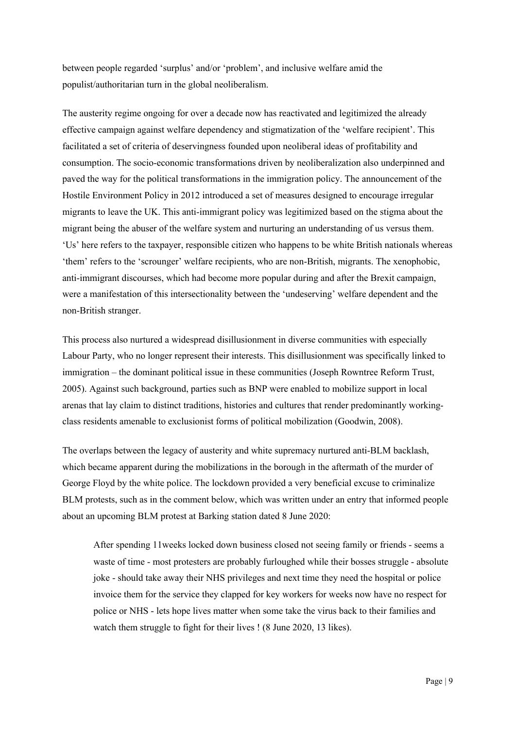between people regarded 'surplus' and/or 'problem', and inclusive welfare amid the populist/authoritarian turn in the global neoliberalism.

The austerity regime ongoing for over a decade now has reactivated and legitimized the already effective campaign against welfare dependency and stigmatization of the 'welfare recipient'. This facilitated a set of criteria of deservingness founded upon neoliberal ideas of profitability and consumption. The socio-economic transformations driven by neoliberalization also underpinned and paved the way for the political transformations in the immigration policy. The announcement of the Hostile Environment Policy in 2012 introduced a set of measures designed to encourage irregular migrants to leave the UK. This anti-immigrant policy was legitimized based on the stigma about the migrant being the abuser of the welfare system and nurturing an understanding of us versus them. 'Us' here refers to the taxpayer, responsible citizen who happens to be white British nationals whereas 'them' refers to the 'scrounger' welfare recipients, who are non-British, migrants. The xenophobic, anti-immigrant discourses, which had become more popular during and after the Brexit campaign, were a manifestation of this intersectionality between the 'undeserving' welfare dependent and the non-British stranger.

This process also nurtured a widespread disillusionment in diverse communities with especially Labour Party, who no longer represent their interests. This disillusionment was specifically linked to immigration – the dominant political issue in these communities (Joseph Rowntree Reform Trust, 2005). Against such background, parties such as BNP were enabled to mobilize support in local arenas that lay claim to distinct traditions, histories and cultures that render predominantly working-class residents amenable to exclusionist forms of political mobilization (Goodwin, 2008).

The overlaps between the legacy of austerity and white supremacy nurtured anti-BLM backlash, which became apparent during the mobilizations in the borough in the aftermath of the murder of George Floyd by the white police. The lockdown provided a very beneficial excuse to criminalize BLM protests, such as in the comment below, which was written under an entry that informed people about an upcoming BLM protest at Barking station dated 8 June 2020:

> After spending 11weeks locked down business closed not seeing family or friends - seems a waste of time - most protesters are probably furloughed while their bosses struggle - absolute joke - should take away their NHS privileges and next time they need the hospital or police invoice them for the service they clapped for key workers for weeks now have no respect for police or NHS - lets hope lives matter when some take the virus back to their families and watch them struggle to fight for their lives ! (8 June 2020, 13 likes).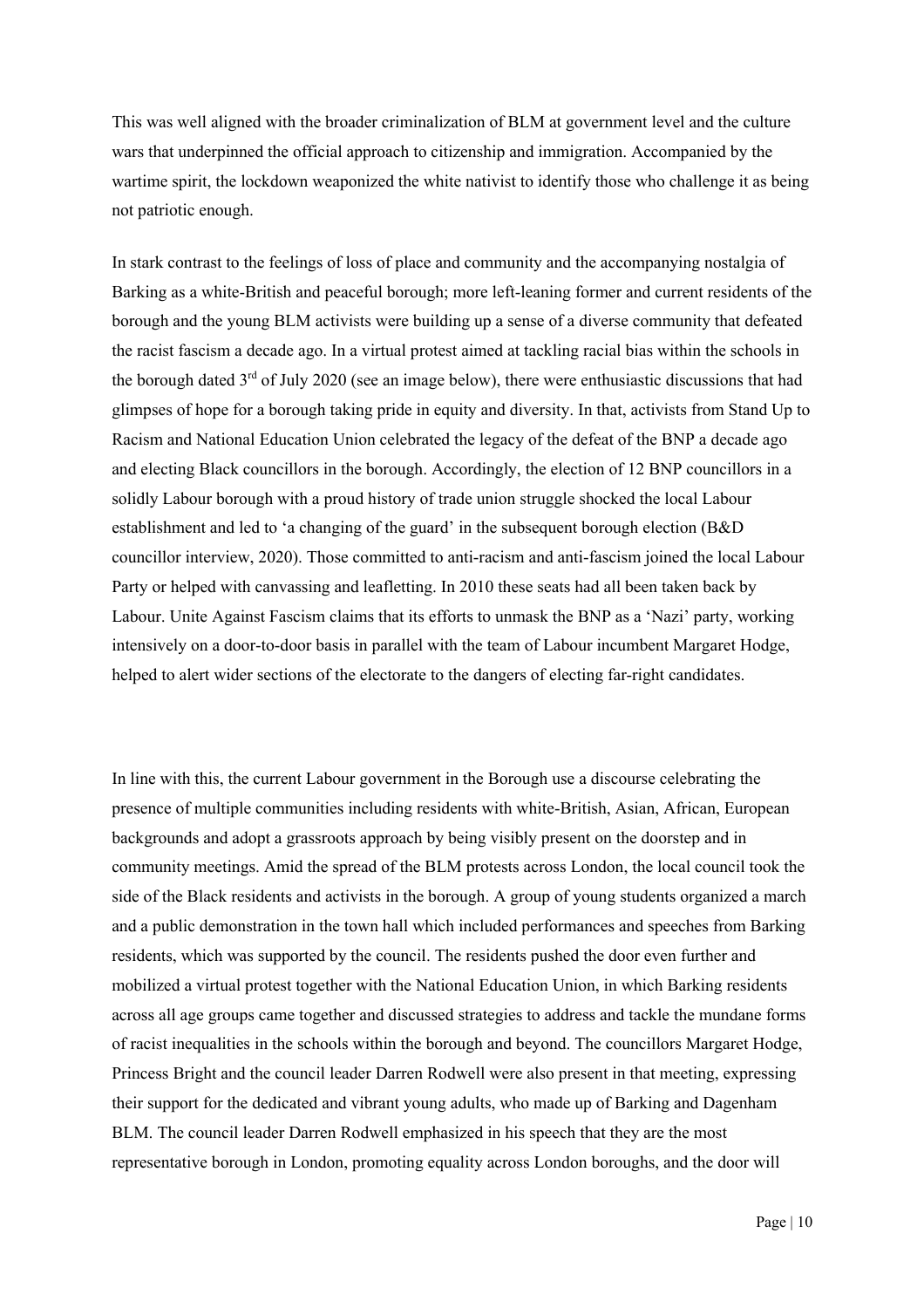This was well aligned with the broader criminalization of BLM at government level and the culture wars that underpinned the official approach to citizenship and immigration. Accompanied by the wartime spirit, the lockdown weaponized the white nativist to identify those who challenge it as being not patriotic enough.

In stark contrast to the feelings of loss of place and community and the accompanying nostalgia of Barking as a white-British and peaceful borough; more left-leaning former and current residents of the borough and the young BLM activists were building up a sense of a diverse community that defeated the racist fascism a decade ago. In a virtual protest aimed at tackling racial bias within the schools in the borough dated 3rd of July 2020 (see an image below), there were enthusiastic discussions that had glimpses of hope for a borough taking pride in equity and diversity. In that, activists from Stand Up to Racism and National Education Union celebrated the legacy of the defeat of the BNP a decade ago and electing Black councillors in the borough. Accordingly, the election of 12 BNP councillors in a solidly Labour borough with a proud history of trade union struggle shocked the local Labour establishment and led to 'a changing of the guard' in the subsequent borough election (B&D councillor interview, 2020). Those committed to anti-racism and anti-fascism joined the local Labour Party or helped with canvassing and leafletting. In 2010 these seats had all been taken back by Labour. Unite Against Fascism claims that its efforts to unmask the BNP as a 'Nazi' party, working intensively on a door-to-door basis in parallel with the team of Labour incumbent Margaret Hodge, helped to alert wider sections of the electorate to the dangers of electing far-right candidates.

In line with this, the current Labour government in the Borough use a discourse celebrating the presence of multiple communities including residents with white-British, Asian, African, European backgrounds and adopt a grassroots approach by being visibly present on the doorstep and in community meetings. Amid the spread of the BLM protests across London, the local council took the side of the Black residents and activists in the borough. A group of young students organized a march and a public demonstration in the town hall which included performances and speeches from Barking residents, which was supported by the council. The residents pushed the door even further and mobilized a virtual protest together with the National Education Union, in which Barking residents across all age groups came together and discussed strategies to address and tackle the mundane forms of racist inequalities in the schools within the borough and beyond. The councillors Margaret Hodge, Princess Bright and the council leader Darren Rodwell were also present in that meeting, expressing their support for the dedicated and vibrant young adults, who made up of Barking and Dagenham BLM. The council leader Darren Rodwell emphasized in his speech that they are the most representative borough in London, promoting equality across London boroughs, and the door will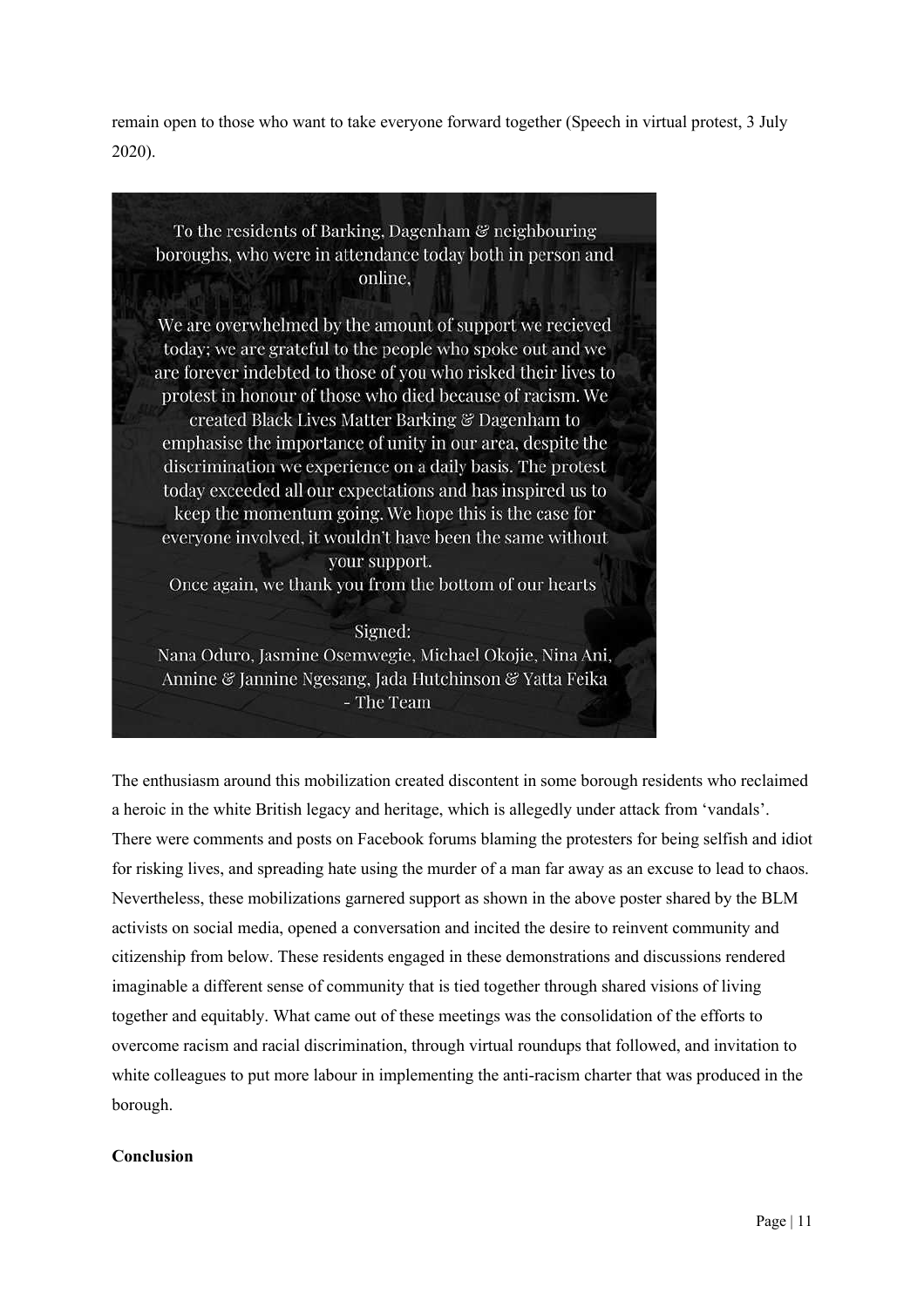remain open to those who want to take everyone forward together (Speech in virtual protest, 3 July 2020).

> To the residents of Barking, Dagenham & neighbouring boroughs, who were in attendance today both in person and online,
>
> We are overwhelmed by the amount of support we recieved today; we are grateful to the people who spoke out and we are forever indebted to those of you who risked their lives to protest in honour of those who died because of racism. We created Black Lives Matter Barking & Dagenham to emphasise the importance of unity in our area, despite the discrimination we experience on a daily basis. The protest today exceeded all our expectations and has inspired us to keep the momentum going. We hope this is the case for everyone involved, it wouldn't have been the same without your support.
> Once again, we thank you from the bottom of our hearts
>
> Signed:
> Nana Oduro, Jasmine Osemwegie, Michael Okojie, Nina Ani, Annine & Jannine Ngesang, Jada Hutchinson & Yatta Feika
> \- The Team

The enthusiasm around this mobilization created discontent in some borough residents who reclaimed a heroic in the white British legacy and heritage, which is allegedly under attack from 'vandals'. There were comments and posts on Facebook forums blaming the protesters for being selfish and idiot for risking lives, and spreading hate using the murder of a man far away as an excuse to lead to chaos. Nevertheless, these mobilizations garnered support as shown in the above poster shared by the BLM activists on social media, opened a conversation and incited the desire to reinvent community and citizenship from below. These residents engaged in these demonstrations and discussions rendered imaginable a different sense of community that is tied together through shared visions of living together and equitably. What came out of these meetings was the consolidation of the efforts to overcome racism and racial discrimination, through virtual roundups that followed, and invitation to white colleagues to put more labour in implementing the anti-racism charter that was produced in the borough.

**Conclusion**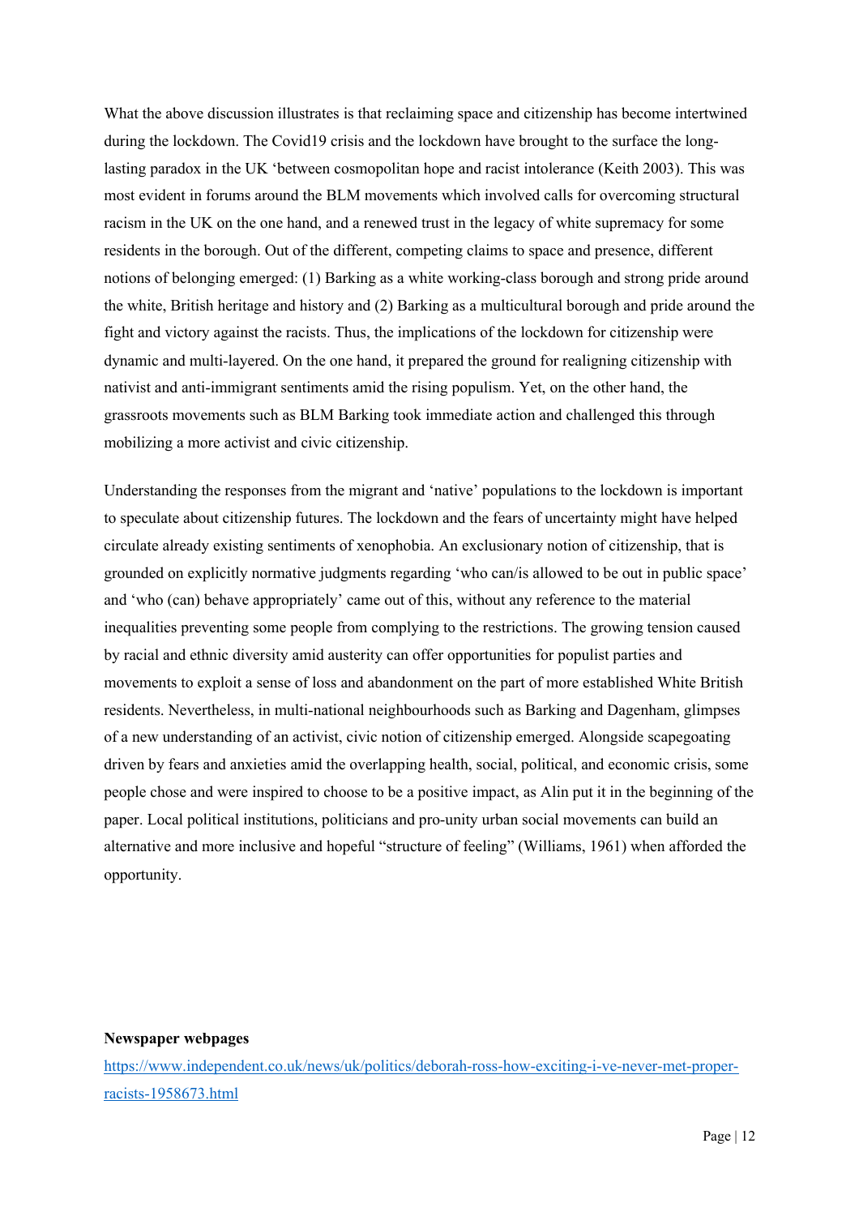What the above discussion illustrates is that reclaiming space and citizenship has become intertwined during the lockdown. The Covid19 crisis and the lockdown have brought to the surface the long-lasting paradox in the UK 'between cosmopolitan hope and racist intolerance (Keith 2003). This was most evident in forums around the BLM movements which involved calls for overcoming structural racism in the UK on the one hand, and a renewed trust in the legacy of white supremacy for some residents in the borough. Out of the different, competing claims to space and presence, different notions of belonging emerged: (1) Barking as a white working-class borough and strong pride around the white, British heritage and history and (2) Barking as a multicultural borough and pride around the fight and victory against the racists. Thus, the implications of the lockdown for citizenship were dynamic and multi-layered. On the one hand, it prepared the ground for realigning citizenship with nativist and anti-immigrant sentiments amid the rising populism. Yet, on the other hand, the grassroots movements such as BLM Barking took immediate action and challenged this through mobilizing a more activist and civic citizenship.

Understanding the responses from the migrant and 'native' populations to the lockdown is important to speculate about citizenship futures. The lockdown and the fears of uncertainty might have helped circulate already existing sentiments of xenophobia. An exclusionary notion of citizenship, that is grounded on explicitly normative judgments regarding 'who can/is allowed to be out in public space' and 'who (can) behave appropriately' came out of this, without any reference to the material inequalities preventing some people from complying to the restrictions. The growing tension caused by racial and ethnic diversity amid austerity can offer opportunities for populist parties and movements to exploit a sense of loss and abandonment on the part of more established White British residents. Nevertheless, in multi-national neighbourhoods such as Barking and Dagenham, glimpses of a new understanding of an activist, civic notion of citizenship emerged. Alongside scapegoating driven by fears and anxieties amid the overlapping health, social, political, and economic crisis, some people chose and were inspired to choose to be a positive impact, as Alin put it in the beginning of the paper. Local political institutions, politicians and pro-unity urban social movements can build an alternative and more inclusive and hopeful "structure of feeling" (Williams, 1961) when afforded the opportunity.

**Newspaper webpages**

https://www.independent.co.uk/news/uk/politics/deborah-ross-how-exciting-i-ve-never-met-proper-racists-1958673.html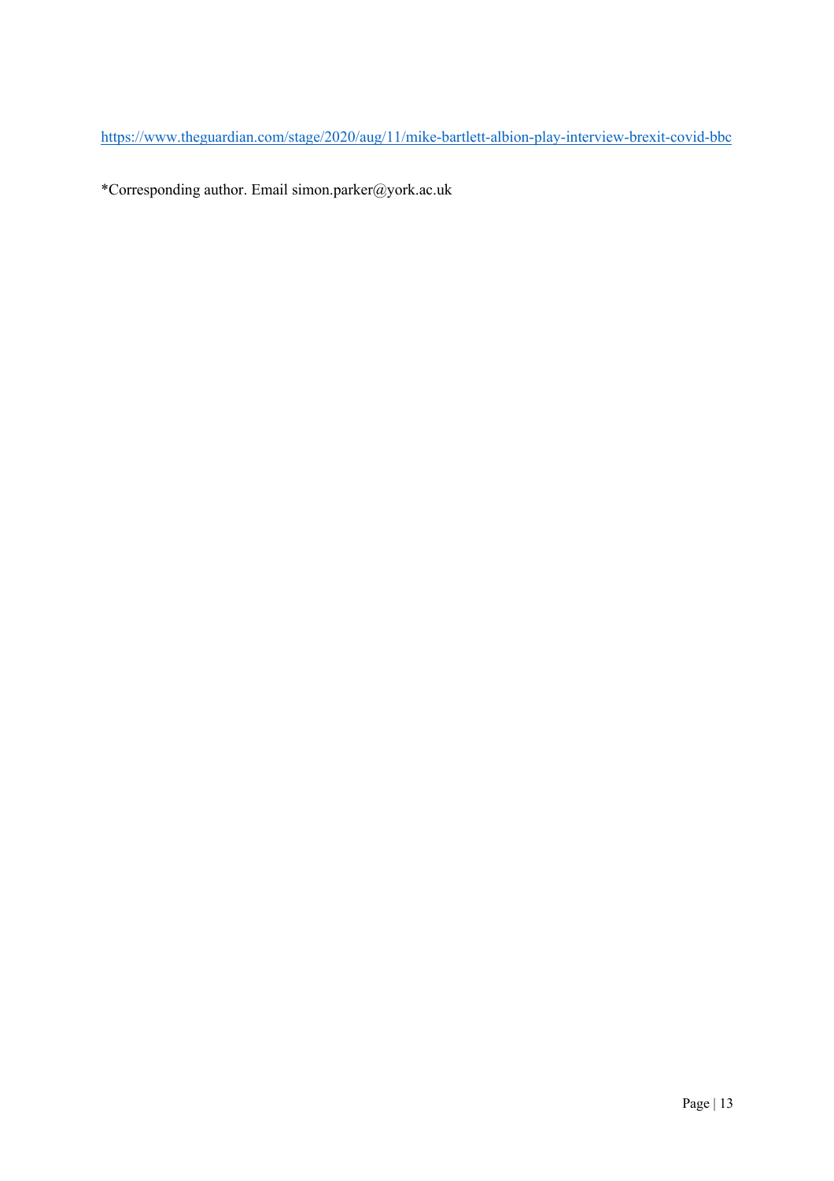https://www.theguardian.com/stage/2020/aug/11/mike-bartlett-albion-play-interview-brexit-covid-bbc

*Corresponding author. Email simon.parker@york.ac.uk